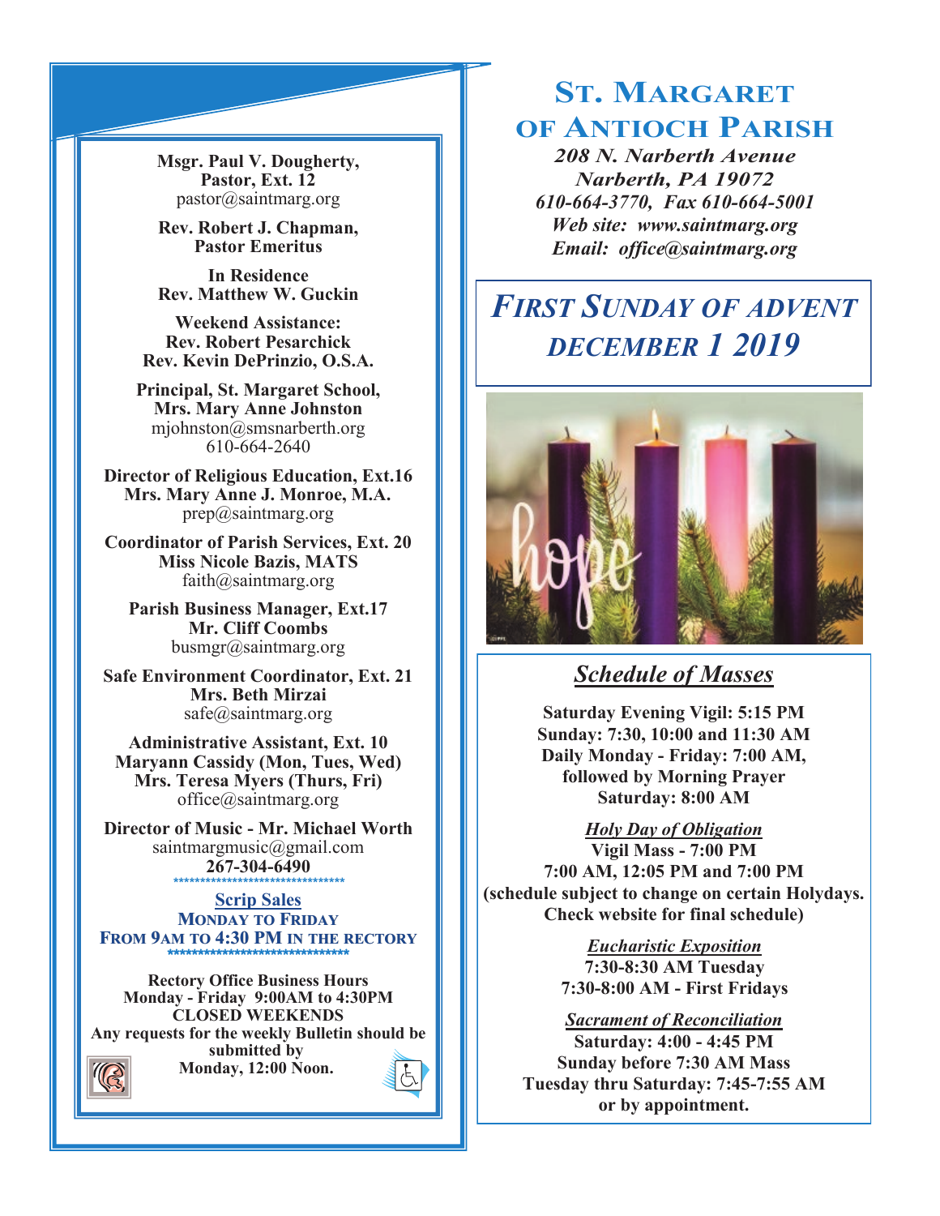# ST. MARGARET OF ANTIOCH PARISH

*208 N. Narberth Avenue*
*Narberth, PA 19072*
*610-664-3770, Fax 610-664-5001*
*Web site: www.saintmarg.org*
*Email: office@saintmarg.org*

## *FIRST SUNDAY OF ADVENT DECEMBER 1 2019*

**Msgr. Paul V. Dougherty, Pastor, Ext. 12**
pastor@saintmarg.org

**Rev. Robert J. Chapman, Pastor Emeritus**

**In Residence**
**Rev. Matthew W. Guckin**

**Weekend Assistance:**
**Rev. Robert Pesarchick**
**Rev. Kevin DePrinzio, O.S.A.**

**Principal, St. Margaret School,**
**Mrs. Mary Anne Johnston**
mjohnston@smsnarberth.org
610-664-2640

**Director of Religious Education, Ext.16**
**Mrs. Mary Anne J. Monroe, M.A.**
prep@saintmarg.org

**Coordinator of Parish Services, Ext. 20**
**Miss Nicole Bazis, MATS**
faith@saintmarg.org

**Parish Business Manager, Ext.17**
**Mr. Cliff Coombs**
busmgr@saintmarg.org

**Safe Environment Coordinator, Ext. 21**
**Mrs. Beth Mirzai**
safe@saintmarg.org

**Administrative Assistant, Ext. 10**
**Maryann Cassidy (Mon, Tues, Wed)**
**Mrs. Teresa Myers (Thurs, Fri)**
office@saintmarg.org

**Director of Music - Mr. Michael Worth**
saintmargmusic@gmail.com
**267-304-6490**

**Scrip Sales**
**MONDAY TO FRIDAY**
**FROM 9AM TO 4:30 PM IN THE RECTORY**

**Rectory Office Business Hours**
**Monday - Friday 9:00AM to 4:30PM**
**CLOSED WEEKENDS**
**Any requests for the weekly Bulletin should be submitted by Monday, 12:00 Noon.**

## *Schedule of Masses*

**Saturday Evening Vigil: 5:15 PM**
**Sunday: 7:30, 10:00 and 11:30 AM**
**Daily Monday - Friday: 7:00 AM, followed by Morning Prayer**
**Saturday: 8:00 AM**

***Holy Day of Obligation***
**Vigil Mass - 7:00 PM**
**7:00 AM, 12:05 PM and 7:00 PM**
**(schedule subject to change on certain Holydays. Check website for final schedule)**

***Eucharistic Exposition***
**7:30-8:30 AM Tuesday**
**7:30-8:00 AM - First Fridays**

***Sacrament of Reconciliation***
**Saturday: 4:00 - 4:45 PM**
**Sunday before 7:30 AM Mass**
**Tuesday thru Saturday: 7:45-7:55 AM or by appointment.**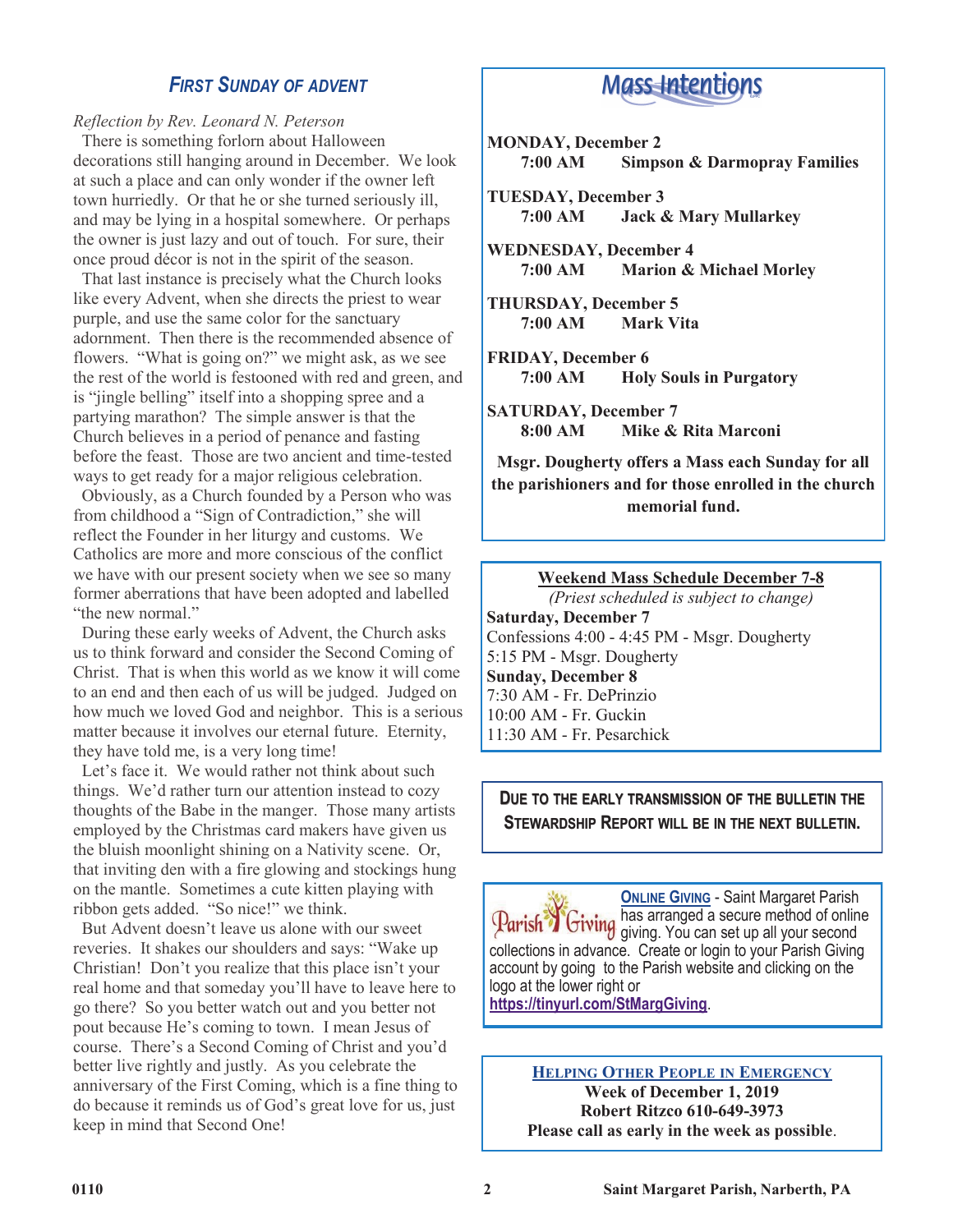## *First Sunday of Advent*

*Reflection by Rev. Leonard N. Peterson*

There is something forlorn about Halloween decorations still hanging around in December. We look at such a place and can only wonder if the owner left town hurriedly. Or that he or she turned seriously ill, and may be lying in a hospital somewhere. Or perhaps the owner is just lazy and out of touch. For sure, their once proud décor is not in the spirit of the season.

That last instance is precisely what the Church looks like every Advent, when she directs the priest to wear purple, and use the same color for the sanctuary adornment. Then there is the recommended absence of flowers. "What is going on?" we might ask, as we see the rest of the world is festooned with red and green, and is "jingle belling" itself into a shopping spree and a partying marathon? The simple answer is that the Church believes in a period of penance and fasting before the feast. Those are two ancient and time-tested ways to get ready for a major religious celebration.

Obviously, as a Church founded by a Person who was from childhood a "Sign of Contradiction," she will reflect the Founder in her liturgy and customs. We Catholics are more and more conscious of the conflict we have with our present society when we see so many former aberrations that have been adopted and labelled "the new normal."

During these early weeks of Advent, the Church asks us to think forward and consider the Second Coming of Christ. That is when this world as we know it will come to an end and then each of us will be judged. Judged on how much we loved God and neighbor. This is a serious matter because it involves our eternal future. Eternity, they have told me, is a very long time!

Let's face it. We would rather not think about such things. We'd rather turn our attention instead to cozy thoughts of the Babe in the manger. Those many artists employed by the Christmas card makers have given us the bluish moonlight shining on a Nativity scene. Or, that inviting den with a fire glowing and stockings hung on the mantle. Sometimes a cute kitten playing with ribbon gets added. "So nice!" we think.

But Advent doesn't leave us alone with our sweet reveries. It shakes our shoulders and says: "Wake up Christian! Don't you realize that this place isn't your real home and that someday you'll have to leave here to go there? So you better watch out and you better not pout because He's coming to town. I mean Jesus of course. There's a Second Coming of Christ and you'd better live rightly and justly. As you celebrate the anniversary of the First Coming, which is a fine thing to do because it reminds us of God's great love for us, just keep in mind that Second One!

## Mass Intentions

**MONDAY, December 2**
**7:00 AM — Simpson & Darmopray Families**

**TUESDAY, December 3**
**7:00 AM — Jack & Mary Mullarkey**

**WEDNESDAY, December 4**
**7:00 AM — Marion & Michael Morley**

**THURSDAY, December 5**
**7:00 AM — Mark Vita**

**FRIDAY, December 6**
**7:00 AM — Holy Souls in Purgatory**

**SATURDAY, December 7**
**8:00 AM — Mike & Rita Marconi**

**Msgr. Dougherty offers a Mass each Sunday for all the parishioners and for those enrolled in the church memorial fund.**

**Weekend Mass Schedule December 7-8**

*(Priest scheduled is subject to change)*

**Saturday, December 7**
Confessions 4:00 - 4:45 PM - Msgr. Dougherty
5:15 PM - Msgr. Dougherty

**Sunday, December 8**
7:30 AM - Fr. DePrinzio
10:00 AM - Fr. Guckin
11:30 AM - Fr. Pesarchick

**Due to the early transmission of the bulletin the Stewardship Report will be in the next bulletin.**

**Online Giving** - Saint Margaret Parish has arranged a secure method of online giving. You can set up all your second collections in advance. Create or login to your Parish Giving account by going to the Parish website and clicking on the logo at the lower right or **https://tinyurl.com/StMargGiving**.

**Helping Other People in Emergency**
**Week of December 1, 2019**
**Robert Ritzco 610-649-3973**
**Please call as early in the week as possible**.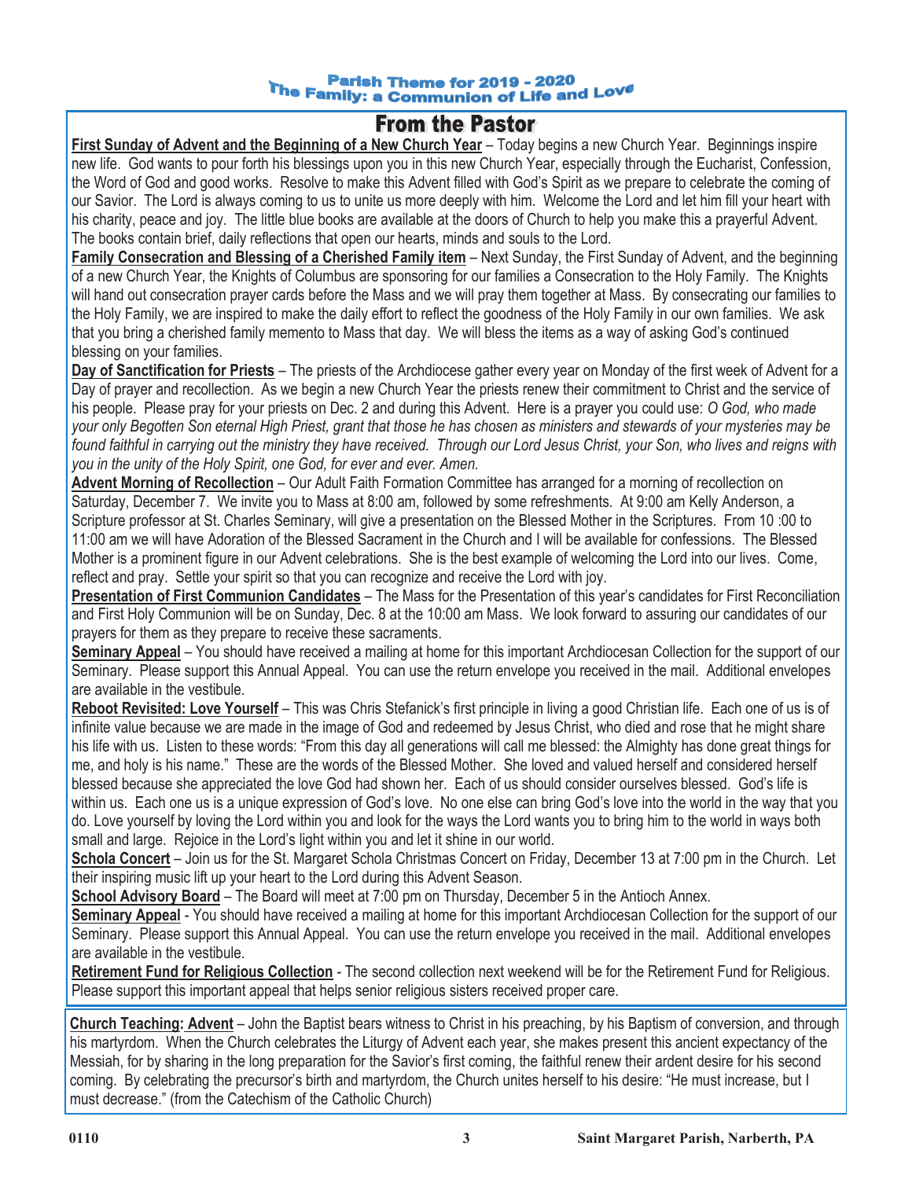Parish Theme for 2019 - 2020
The Family: a Communion of Life and Love

## From the Pastor

**First Sunday of Advent and the Beginning of a New Church Year** – Today begins a new Church Year. Beginnings inspire new life. God wants to pour forth his blessings upon you in this new Church Year, especially through the Eucharist, Confession, the Word of God and good works. Resolve to make this Advent filled with God's Spirit as we prepare to celebrate the coming of our Savior. The Lord is always coming to us to unite us more deeply with him. Welcome the Lord and let him fill your heart with his charity, peace and joy. The little blue books are available at the doors of Church to help you make this a prayerful Advent. The books contain brief, daily reflections that open our hearts, minds and souls to the Lord.

**Family Consecration and Blessing of a Cherished Family item** – Next Sunday, the First Sunday of Advent, and the beginning of a new Church Year, the Knights of Columbus are sponsoring for our families a Consecration to the Holy Family. The Knights will hand out consecration prayer cards before the Mass and we will pray them together at Mass. By consecrating our families to the Holy Family, we are inspired to make the daily effort to reflect the goodness of the Holy Family in our own families. We ask that you bring a cherished family memento to Mass that day. We will bless the items as a way of asking God's continued blessing on your families.

**Day of Sanctification for Priests** – The priests of the Archdiocese gather every year on Monday of the first week of Advent for a Day of prayer and recollection. As we begin a new Church Year the priests renew their commitment to Christ and the service of his people. Please pray for your priests on Dec. 2 and during this Advent. Here is a prayer you could use: *O God, who made your only Begotten Son eternal High Priest, grant that those he has chosen as ministers and stewards of your mysteries may be found faithful in carrying out the ministry they have received. Through our Lord Jesus Christ, your Son, who lives and reigns with you in the unity of the Holy Spirit, one God, for ever and ever. Amen.*

**Advent Morning of Recollection** – Our Adult Faith Formation Committee has arranged for a morning of recollection on Saturday, December 7. We invite you to Mass at 8:00 am, followed by some refreshments. At 9:00 am Kelly Anderson, a Scripture professor at St. Charles Seminary, will give a presentation on the Blessed Mother in the Scriptures. From 10 :00 to 11:00 am we will have Adoration of the Blessed Sacrament in the Church and I will be available for confessions. The Blessed Mother is a prominent figure in our Advent celebrations. She is the best example of welcoming the Lord into our lives. Come, reflect and pray. Settle your spirit so that you can recognize and receive the Lord with joy.

**Presentation of First Communion Candidates** – The Mass for the Presentation of this year's candidates for First Reconciliation and First Holy Communion will be on Sunday, Dec. 8 at the 10:00 am Mass. We look forward to assuring our candidates of our prayers for them as they prepare to receive these sacraments.

**Seminary Appeal** – You should have received a mailing at home for this important Archdiocesan Collection for the support of our Seminary. Please support this Annual Appeal. You can use the return envelope you received in the mail. Additional envelopes are available in the vestibule.

**Reboot Revisited: Love Yourself** – This was Chris Stefanick's first principle in living a good Christian life. Each one of us is of infinite value because we are made in the image of God and redeemed by Jesus Christ, who died and rose that he might share his life with us. Listen to these words: "From this day all generations will call me blessed: the Almighty has done great things for me, and holy is his name." These are the words of the Blessed Mother. She loved and valued herself and considered herself blessed because she appreciated the love God had shown her. Each of us should consider ourselves blessed. God's life is within us. Each one us is a unique expression of God's love. No one else can bring God's love into the world in the way that you do. Love yourself by loving the Lord within you and look for the ways the Lord wants you to bring him to the world in ways both small and large. Rejoice in the Lord's light within you and let it shine in our world.

**Schola Concert** – Join us for the St. Margaret Schola Christmas Concert on Friday, December 13 at 7:00 pm in the Church. Let their inspiring music lift up your heart to the Lord during this Advent Season.

**School Advisory Board** – The Board will meet at 7:00 pm on Thursday, December 5 in the Antioch Annex.

**Seminary Appeal** - You should have received a mailing at home for this important Archdiocesan Collection for the support of our Seminary. Please support this Annual Appeal. You can use the return envelope you received in the mail. Additional envelopes are available in the vestibule.

**Retirement Fund for Religious Collection** - The second collection next weekend will be for the Retirement Fund for Religious. Please support this important appeal that helps senior religious sisters received proper care.

**Church Teaching: Advent** – John the Baptist bears witness to Christ in his preaching, by his Baptism of conversion, and through his martyrdom. When the Church celebrates the Liturgy of Advent each year, she makes present this ancient expectancy of the Messiah, for by sharing in the long preparation for the Savior's first coming, the faithful renew their ardent desire for his second coming. By celebrating the precursor's birth and martyrdom, the Church unites herself to his desire: "He must increase, but I must decrease." (from the Catechism of the Catholic Church)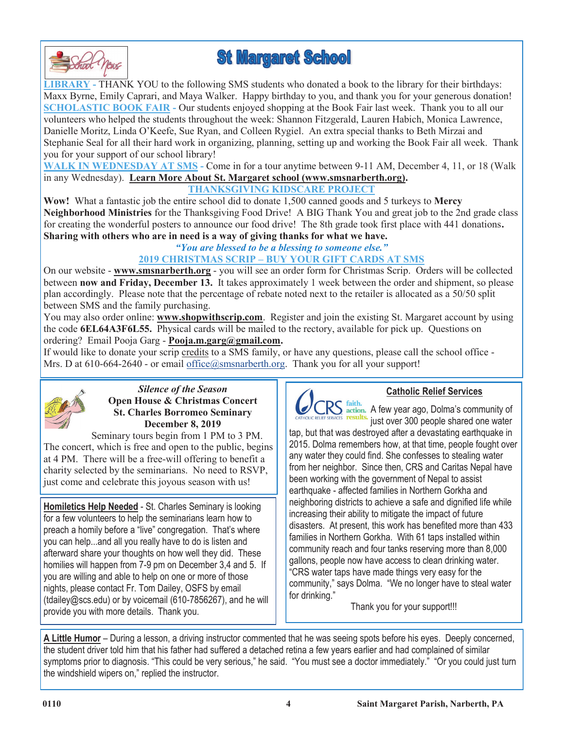# St Margaret School

**LIBRARY -** THANK YOU to the following SMS students who donated a book to the library for their birthdays: Maxx Byrne, Emily Caprari, and Maya Walker. Happy birthday to you, and thank you for your generous donation!

**SCHOLASTIC BOOK FAIR -** Our students enjoyed shopping at the Book Fair last week. Thank you to all our volunteers who helped the students throughout the week: Shannon Fitzgerald, Lauren Habich, Monica Lawrence, Danielle Moritz, Linda O'Keefe, Sue Ryan, and Colleen Rygiel. An extra special thanks to Beth Mirzai and Stephanie Seal for all their hard work in organizing, planning, setting up and working the Book Fair all week. Thank you for your support of our school library!

**WALK IN WEDNESDAY AT SMS -** Come in for a tour anytime between 9-11 AM, December 4, 11, or 18 (Walk in any Wednesday). **Learn More About St. Margaret school (www.smsnarberth.org).**

## THANKSGIVING KIDSCARE PROJECT

**Wow!** What a fantastic job the entire school did to donate 1,500 canned goods and 5 turkeys to **Mercy Neighborhood Ministries** for the Thanksgiving Food Drive! A BIG Thank You and great job to the 2nd grade class for creating the wonderful posters to announce our food drive! The 8th grade took first place with 441 donations**.** **Sharing with others who are in need is a way of giving thanks for what we have.**

***"You are blessed to be a blessing to someone else."***

## 2019 CHRISTMAS SCRIP – BUY YOUR GIFT CARDS AT SMS

On our website - **www.smsnarberth.org** - you will see an order form for Christmas Scrip. Orders will be collected between **now and Friday, December 13.** It takes approximately 1 week between the order and shipment, so please plan accordingly. Please note that the percentage of rebate noted next to the retailer is allocated as a 50/50 split between SMS and the family purchasing.

You may also order online: **www.shopwithscrip.com**. Register and join the existing St. Margaret account by using the code **6EL64A3F6L55.** Physical cards will be mailed to the rectory, available for pick up. Questions on ordering? Email Pooja Garg - **Pooja.m.garg@gmail.com.**

If would like to donate your scrip credits to a SMS family, or have any questions, please call the school office - Mrs. D at 610-664-2640 - or email office@smsnarberth.org. Thank you for all your support!

---

*Silence of the Season*
**Open House & Christmas Concert**
**St. Charles Borromeo Seminary**
**December 8, 2019**

Seminary tours begin from 1 PM to 3 PM. The concert, which is free and open to the public, begins at 4 PM. There will be a free-will offering to benefit a charity selected by the seminarians. No need to RSVP, just come and celebrate this joyous season with us!

---

**Homiletics Help Needed** - St. Charles Seminary is looking for a few volunteers to help the seminarians learn how to preach a homily before a "live" congregation. That's where you can help...and all you really have to do is listen and afterward share your thoughts on how well they did. These homilies will happen from 7-9 pm on December 3,4 and 5. If you are willing and able to help on one or more of those nights, please contact Fr. Tom Dailey, OSFS by email (tdailey@scs.edu) or by voicemail (610-7856267), and he will provide you with more details. Thank you.

---

## Catholic Relief Services

A few year ago, Dolma's community of just over 300 people shared one water tap, but that was destroyed after a devastating earthquake in 2015. Dolma remembers how, at that time, people fought over any water they could find. She confesses to stealing water from her neighbor. Since then, CRS and Caritas Nepal have been working with the government of Nepal to assist earthquake - affected families in Northern Gorkha and neighboring districts to achieve a safe and dignified life while increasing their ability to mitigate the impact of future disasters. At present, this work has benefited more than 433 families in Northern Gorkha. With 61 taps installed within community reach and four tanks reserving more than 8,000 gallons, people now have access to clean drinking water. "CRS water taps have made things very easy for the community," says Dolma. "We no longer have to steal water for drinking."

Thank you for your support!!!

---

**A Little Humor** – During a lesson, a driving instructor commented that he was seeing spots before his eyes. Deeply concerned, the student driver told him that his father had suffered a detached retina a few years earlier and had complained of similar symptoms prior to diagnosis. "This could be very serious," he said. "You must see a doctor immediately." "Or you could just turn the windshield wipers on," replied the instructor.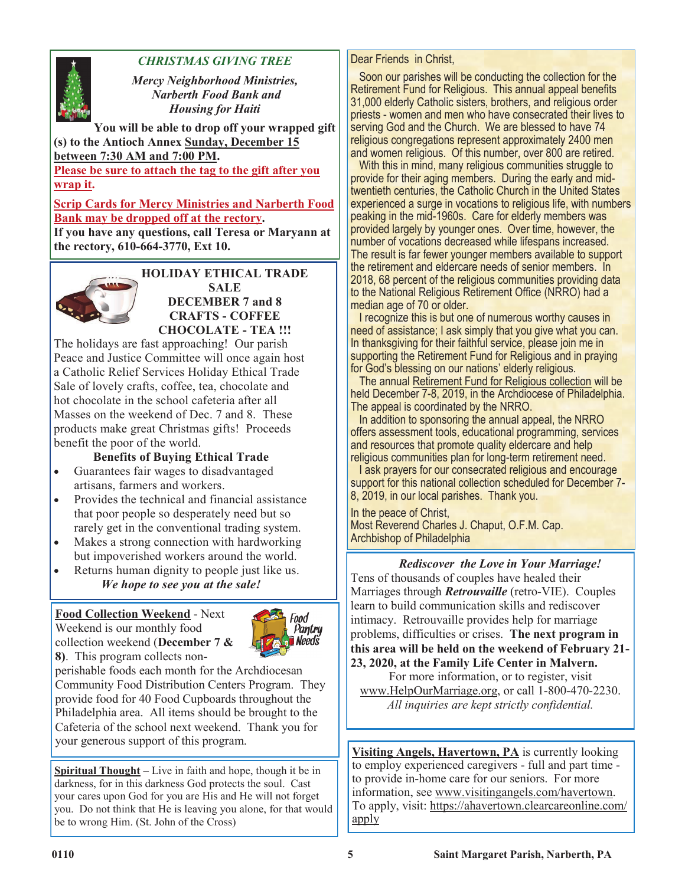## *CHRISTMAS GIVING TREE*

***Mercy Neighborhood Ministries, Narberth Food Bank and Housing for Haiti***

**You will be able to drop off your wrapped gift (s) to the Antioch Annex Sunday, December 15 between 7:30 AM and 7:00 PM.**

**Please be sure to attach the tag to the gift after you wrap it.**

**Scrip Cards for Mercy Neighborhood Ministries and Narberth Food Bank may be dropped off at the rectory.**

**If you have any questions, call Teresa or Maryann at the rectory, 610-664-3770, Ext 10.**

## HOLIDAY ETHICAL TRADE SALE
### DECEMBER 7 and 8
### CRAFTS - COFFEE CHOCOLATE - TEA !!!

The holidays are fast approaching! Our parish Peace and Justice Committee will once again host a Catholic Relief Services Holiday Ethical Trade Sale of lovely crafts, coffee, tea, chocolate and hot chocolate in the school cafeteria after all Masses on the weekend of Dec. 7 and 8. These products make great Christmas gifts! Proceeds benefit the poor of the world.

**Benefits of Buying Ethical Trade**

- Guarantees fair wages to disadvantaged artisans, farmers and workers.
- Provides the technical and financial assistance that poor people so desperately need but so rarely get in the conventional trading system.
- Makes a strong connection with hardworking but impoverished workers around the world.
- Returns human dignity to people just like us.

***We hope to see you at the sale!***

**Food Collection Weekend** - Next Weekend is our monthly food collection weekend (**December 7 & 8**). This program collects non-perishable foods each month for the Archdiocesan Community Food Distribution Centers Program. They provide food for 40 Food Cupboards throughout the Philadelphia area. All items should be brought to the Cafeteria of the school next weekend. Thank you for your generous support of this program.

**Spiritual Thought** – Live in faith and hope, though it be in darkness, for in this darkness God protects the soul. Cast your cares upon God for you are His and He will not forget you. Do not think that He is leaving you alone, for that would be to wrong Him. (St. John of the Cross)

Dear Friends in Christ,

Soon our parishes will be conducting the collection for the Retirement Fund for Religious. This annual appeal benefits 31,000 elderly Catholic sisters, brothers, and religious order priests - women and men who have consecrated their lives to serving God and the Church. We are blessed to have 74 religious congregations represent approximately 2400 men and women religious. Of this number, over 800 are retired.

With this in mind, many religious communities struggle to provide for their aging members. During the early and mid-twentieth centuries, the Catholic Church in the United States experienced a surge in vocations to religious life, with numbers peaking in the mid-1960s. Care for elderly members was provided largely by younger ones. Over time, however, the number of vocations decreased while lifespans increased. The result is far fewer younger members available to support the retirement and eldercare needs of senior members. In 2018, 68 percent of the religious communities providing data to the National Religious Retirement Office (NRRO) had a median age of 70 or older.

I recognize this is but one of numerous worthy causes in need of assistance; I ask simply that you give what you can. In thanksgiving for their faithful service, please join me in supporting the Retirement Fund for Religious and in praying for God's blessing on our nations' elderly religious.

The annual Retirement Fund for Religious collection will be held December 7-8, 2019, in the Archdiocese of Philadelphia. The appeal is coordinated by the NRRO.

In addition to sponsoring the annual appeal, the NRRO offers assessment tools, educational programming, services and resources that promote quality eldercare and help religious communities plan for long-term retirement need.

I ask prayers for our consecrated religious and encourage support for this national collection scheduled for December 7-8, 2019, in our local parishes. Thank you.

In the peace of Christ,
Most Reverend Charles J. Chaput, O.F.M. Cap.
Archbishop of Philadelphia

***Rediscover the Love in Your Marriage!***

Tens of thousands of couples have healed their Marriages through ***Retrouvaille*** (retro-VIE). Couples learn to build communication skills and rediscover intimacy. Retrouvaille provides help for marriage problems, difficulties or crises. **The next program in this area will be held on the weekend of February 21-23, 2020, at the Family Life Center in Malvern.**

For more information, or to register, visit www.HelpOurMarriage.org, or call 1-800-470-2230. *All inquiries are kept strictly confidential.*

**Visiting Angels, Havertown, PA** is currently looking to employ experienced caregivers - full and part time - to provide in-home care for our seniors. For more information, see www.visitingangels.com/havertown. To apply, visit: https://ahavertown.clearcareonline.com/apply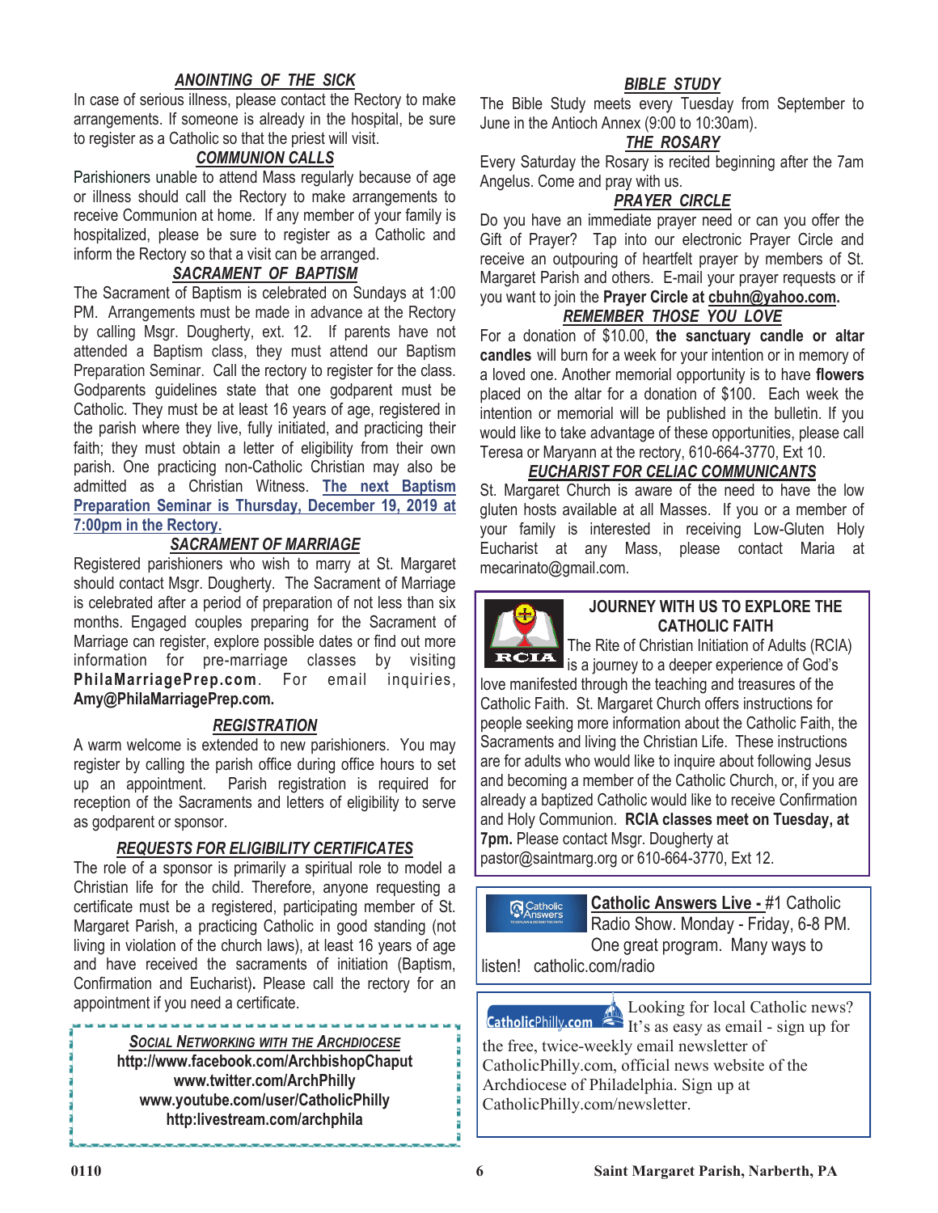## *ANOINTING OF THE SICK*

In case of serious illness, please contact the Rectory to make arrangements. If someone is already in the hospital, be sure to register as a Catholic so that the priest will visit.

## *COMMUNION CALLS*

Parishioners unable to attend Mass regularly because of age or illness should call the Rectory to make arrangements to receive Communion at home. If any member of your family is hospitalized, please be sure to register as a Catholic and inform the Rectory so that a visit can be arranged.

## *SACRAMENT OF BAPTISM*

The Sacrament of Baptism is celebrated on Sundays at 1:00 PM. Arrangements must be made in advance at the Rectory by calling Msgr. Dougherty, ext. 12. If parents have not attended a Baptism class, they must attend our Baptism Preparation Seminar. Call the rectory to register for the class. Godparents guidelines state that one godparent must be Catholic. They must be at least 16 years of age, registered in the parish where they live, fully initiated, and practicing their faith; they must obtain a letter of eligibility from their own parish. One practicing non-Catholic Christian may also be admitted as a Christian Witness. **The next Baptism Preparation Seminar is Thursday, December 19, 2019 at 7:00pm in the Rectory.**

## *SACRAMENT OF MARRIAGE*

Registered parishioners who wish to marry at St. Margaret should contact Msgr. Dougherty. The Sacrament of Marriage is celebrated after a period of preparation of not less than six months. Engaged couples preparing for the Sacrament of Marriage can register, explore possible dates or find out more information for pre-marriage classes by visiting **PhilaMarriagePrep.com**. For email inquiries, **Amy@PhilaMarriagePrep.com.**

## *REGISTRATION*

A warm welcome is extended to new parishioners. You may register by calling the parish office during office hours to set up an appointment. Parish registration is required for reception of the Sacraments and letters of eligibility to serve as godparent or sponsor.

## *REQUESTS FOR ELIGIBILITY CERTIFICATES*

The role of a sponsor is primarily a spiritual role to model a Christian life for the child. Therefore, anyone requesting a certificate must be a registered, participating member of St. Margaret Parish, a practicing Catholic in good standing (not living in violation of the church laws), at least 16 years of age and have received the sacraments of initiation (Baptism, Confirmation and Eucharist). Please call the rectory for an appointment if you need a certificate.

*SOCIAL NETWORKING WITH THE ARCHDIOCESE*

**http://www.facebook.com/ArchbishopChaput**
**www.twitter.com/ArchPhilly**
**www.youtube.com/user/CatholicPhilly**
**http:livestream.com/archphila**

## *BIBLE STUDY*

The Bible Study meets every Tuesday from September to June in the Antioch Annex (9:00 to 10:30am).

## *THE ROSARY*

Every Saturday the Rosary is recited beginning after the 7am Angelus. Come and pray with us.

## *PRAYER CIRCLE*

Do you have an immediate prayer need or can you offer the Gift of Prayer? Tap into our electronic Prayer Circle and receive an outpouring of heartfelt prayer by members of St. Margaret Parish and others. E-mail your prayer requests or if you want to join the **Prayer Circle at cbuhn@yahoo.com.**

## *REMEMBER THOSE YOU LOVE*

For a donation of $10.00, **the sanctuary candle or altar candles** will burn for a week for your intention or in memory of a loved one. Another memorial opportunity is to have **flowers** placed on the altar for a donation of $100. Each week the intention or memorial will be published in the bulletin. If you would like to take advantage of these opportunities, please call Teresa or Maryann at the rectory, 610-664-3770, Ext 10.

## *EUCHARIST FOR CELIAC COMMUNICANTS*

St. Margaret Church is aware of the need to have the low gluten hosts available at all Masses. If you or a member of your family is interested in receiving Low-Gluten Holy Eucharist at any Mass, please contact Maria at mecarinato@gmail.com.

### JOURNEY WITH US TO EXPLORE THE CATHOLIC FAITH

RCIA

The Rite of Christian Initiation of Adults (RCIA) is a journey to a deeper experience of God's love manifested through the teaching and treasures of the Catholic Faith. St. Margaret Church offers instructions for people seeking more information about the Catholic Faith, the Sacraments and living the Christian Life. These instructions are for adults who would like to inquire about following Jesus and becoming a member of the Catholic Church, or, if you are already a baptized Catholic would like to receive Confirmation and Holy Communion. **RCIA classes meet on Tuesday, at 7pm.** Please contact Msgr. Dougherty at pastor@saintmarg.org or 610-664-3770, Ext 12.

**Catholic Answers Live -** #1 Catholic Radio Show. Monday - Friday, 6-8 PM. One great program. Many ways to listen! catholic.com/radio

CatholicPhilly.com

Looking for local Catholic news? It's as easy as email - sign up for the free, twice-weekly email newsletter of CatholicPhilly.com, official news website of the Archdiocese of Philadelphia. Sign up at CatholicPhilly.com/newsletter.